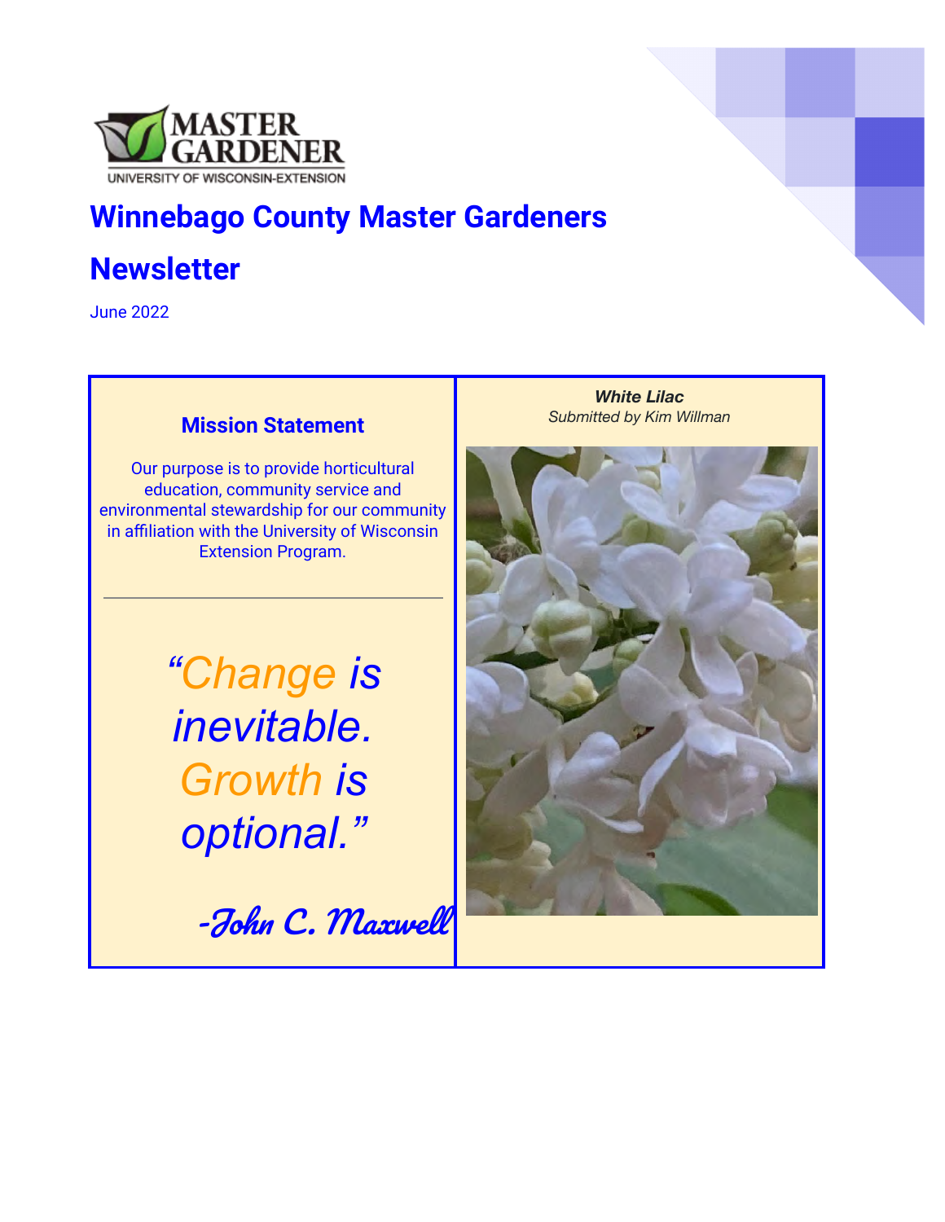MASTER GARDENER

UNIVERSITY OF WISCONSIN-EXTENSION

# Winnebago County Master Gardeners Newsletter

June 2022

## Mission Statement

Our purpose is to provide horticultural education, community service and environmental stewardship for our community in affiliation with the University of Wisconsin Extension Program.

---

*"Change is inevitable. Growth is optional."*

*-John C. Maxwell*

***White Lilac***

*Submitted by Kim Willman*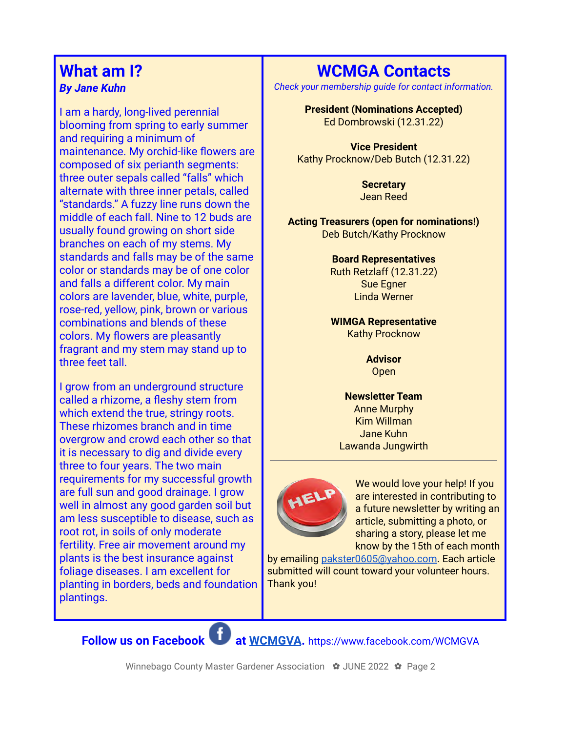## What am I?

***By Jane Kuhn***

I am a hardy, long-lived perennial blooming from spring to early summer and requiring a minimum of maintenance. My orchid-like flowers are composed of six perianth segments: three outer sepals called "falls" which alternate with three inner petals, called "standards." A fuzzy line runs down the middle of each fall. Nine to 12 buds are usually found growing on short side branches on each of my stems. My standards and falls may be of the same color or standards may be of one color and falls a different color. My main colors are lavender, blue, white, purple, rose-red, yellow, pink, brown or various combinations and blends of these colors. My flowers are pleasantly fragrant and my stem may stand up to three feet tall.

I grow from an underground structure called a rhizome, a fleshy stem from which extend the true, stringy roots. These rhizomes branch and in time overgrow and crowd each other so that it is necessary to dig and divide every three to four years. The two main requirements for my successful growth are full sun and good drainage. I grow well in almost any good garden soil but am less susceptible to disease, such as root rot, in soils of only moderate fertility. Free air movement around my plants is the best insurance against foliage diseases. I am excellent for planting in borders, beds and foundation plantings.

## WCMGA Contacts

*Check your membership guide for contact information.*

**President (Nominations Accepted)**
Ed Dombrowski (12.31.22)

**Vice President**
Kathy Procknow/Deb Butch (12.31.22)

**Secretary**
Jean Reed

**Acting Treasurers (open for nominations!)**
Deb Butch/Kathy Procknow

**Board Representatives**
Ruth Retzlaff (12.31.22)
Sue Egner
Linda Werner

**WIMGA Representative**
Kathy Procknow

**Advisor**
Open

**Newsletter Team**
Anne Murphy
Kim Willman
Jane Kuhn
Lawanda Jungwirth

---

We would love your help! If you are interested in contributing to a future newsletter by writing an article, submitting a photo, or sharing a story, please let me know by the 15th of each month by emailing pakster0605@yahoo.com. Each article submitted will count toward your volunteer hours. Thank you!

**Follow us on Facebook at WCMGVA.** https://www.facebook.com/WCMGVA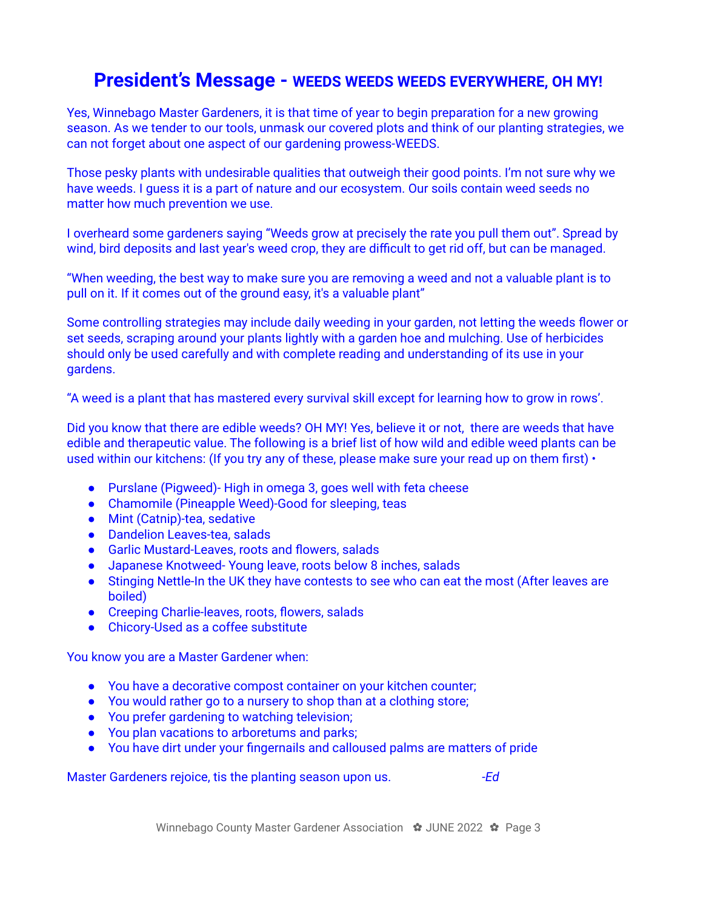# President's Message - WEEDS WEEDS WEEDS EVERYWHERE, OH MY!

Yes, Winnebago Master Gardeners, it is that time of year to begin preparation for a new growing season. As we tender to our tools, unmask our covered plots and think of our planting strategies, we can not forget about one aspect of our gardening prowess-WEEDS.

Those pesky plants with undesirable qualities that outweigh their good points. I'm not sure why we have weeds. I guess it is a part of nature and our ecosystem. Our soils contain weed seeds no matter how much prevention we use.

I overheard some gardeners saying "Weeds grow at precisely the rate you pull them out". Spread by wind, bird deposits and last year's weed crop, they are difficult to get rid off, but can be managed.

"When weeding, the best way to make sure you are removing a weed and not a valuable plant is to pull on it. If it comes out of the ground easy, it's a valuable plant"

Some controlling strategies may include daily weeding in your garden, not letting the weeds flower or set seeds, scraping around your plants lightly with a garden hoe and mulching. Use of herbicides should only be used carefully and with complete reading and understanding of its use in your gardens.

"A weed is a plant that has mastered every survival skill except for learning how to grow in rows'.

Did you know that there are edible weeds? OH MY! Yes, believe it or not, there are weeds that have edible and therapeutic value. The following is a brief list of how wild and edible weed plants can be used within our kitchens: (If you try any of these, please make sure your read up on them first) •

- Purslane (Pigweed)- High in omega 3, goes well with feta cheese
- Chamomile (Pineapple Weed)-Good for sleeping, teas
- Mint (Catnip)-tea, sedative
- Dandelion Leaves-tea, salads
- Garlic Mustard-Leaves, roots and flowers, salads
- Japanese Knotweed- Young leave, roots below 8 inches, salads
- Stinging Nettle-In the UK they have contests to see who can eat the most (After leaves are boiled)
- Creeping Charlie-leaves, roots, flowers, salads
- Chicory-Used as a coffee substitute

You know you are a Master Gardener when:

- You have a decorative compost container on your kitchen counter;
- You would rather go to a nursery to shop than at a clothing store;
- You prefer gardening to watching television;
- You plan vacations to arboretums and parks;
- You have dirt under your fingernails and calloused palms are matters of pride

Master Gardeners rejoice, tis the planting season upon us. *-Ed*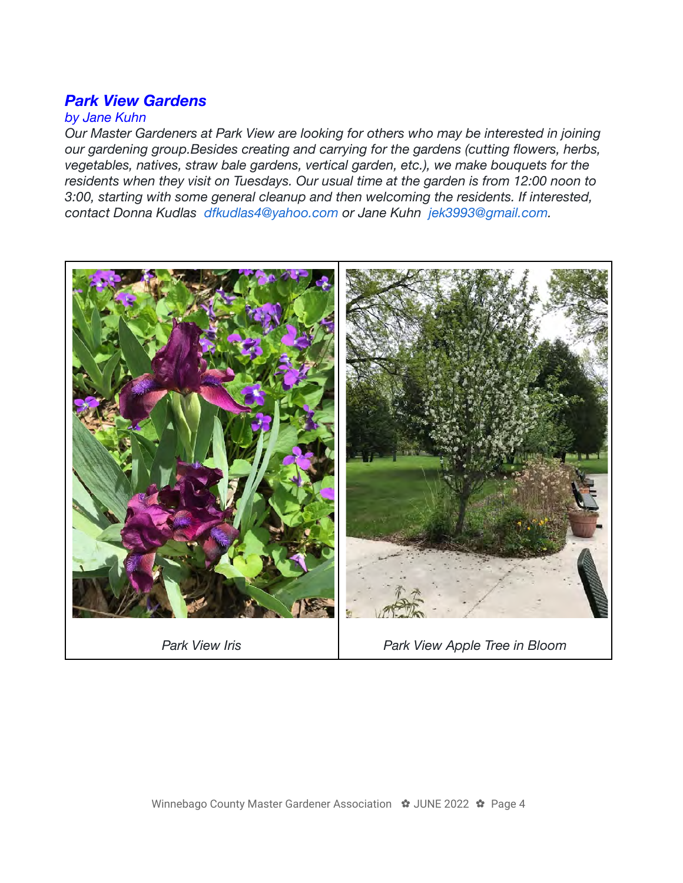## *Park View Gardens*

*by Jane Kuhn*

*Our Master Gardeners at Park View are looking for others who may be interested in joining our gardening group.Besides creating and carrying for the gardens (cutting flowers, herbs, vegetables, natives, straw bale gardens, vertical garden, etc.), we make bouquets for the residents when they visit on Tuesdays. Our usual time at the garden is from 12:00 noon to 3:00, starting with some general cleanup and then welcoming the residents. If interested, contact Donna Kudlas dfkudlas4@yahoo.com or Jane Kuhn jek3993@gmail.com.*

*Park View Iris*

*Park View Apple Tree in Bloom*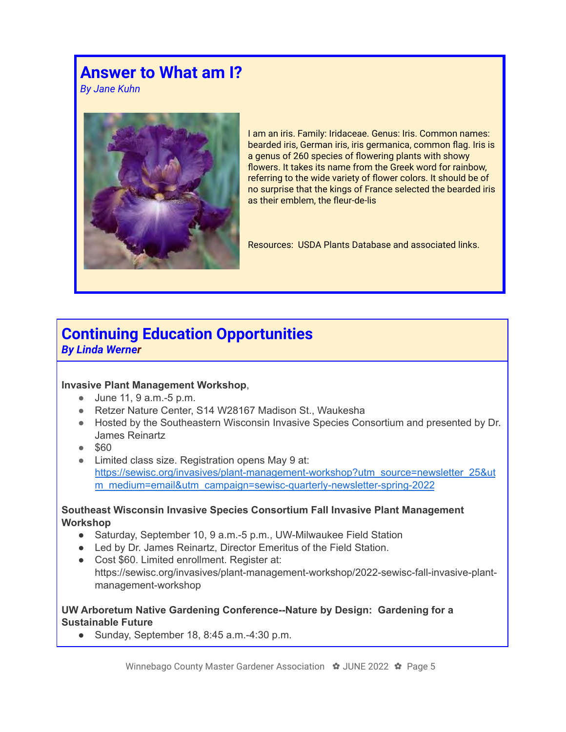## Answer to What am I?

*By Jane Kuhn*

I am an iris. Family: Iridaceae. Genus: Iris. Common names: bearded iris, German iris, iris germanica, common flag. Iris is a genus of 260 species of flowering plants with showy flowers. It takes its name from the Greek word for rainbow, referring to the wide variety of flower colors. It should be of no surprise that the kings of France selected the bearded iris as their emblem, the fleur-de-lis

Resources: USDA Plants Database and associated links.

## Continuing Education Opportunities

***By Linda Werner***

**Invasive Plant Management Workshop**,

- June 11, 9 a.m.-5 p.m.
- Retzer Nature Center, S14 W28167 Madison St., Waukesha
- Hosted by the Southeastern Wisconsin Invasive Species Consortium and presented by Dr. James Reinartz
- $60
- Limited class size. Registration opens May 9 at: https://sewisc.org/invasives/plant-management-workshop?utm_source=newsletter_25&utm_medium=email&utm_campaign=sewisc-quarterly-newsletter-spring-2022

**Southeast Wisconsin Invasive Species Consortium Fall Invasive Plant Management Workshop**

- Saturday, September 10, 9 a.m.-5 p.m., UW-Milwaukee Field Station
- Led by Dr. James Reinartz, Director Emeritus of the Field Station.
- Cost $60. Limited enrollment. Register at: https://sewisc.org/invasives/plant-management-workshop/2022-sewisc-fall-invasive-plant-management-workshop

**UW Arboretum Native Gardening Conference--Nature by Design: Gardening for a Sustainable Future**

- Sunday, September 18, 8:45 a.m.-4:30 p.m.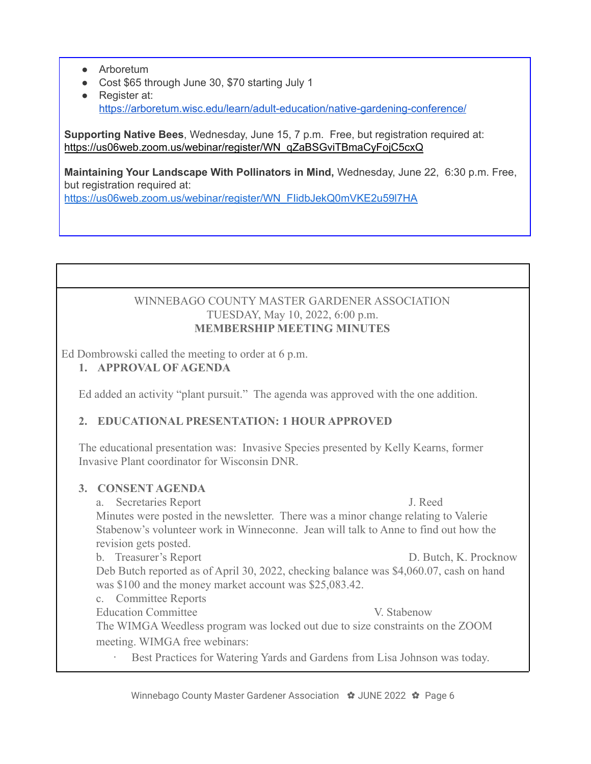- Arboretum
- Cost $65 through June 30, $70 starting July 1
- Register at: https://arboretum.wisc.edu/learn/adult-education/native-gardening-conference/

**Supporting Native Bees**, Wednesday, June 15, 7 p.m. Free, but registration required at: https://us06web.zoom.us/webinar/register/WN_qZaBSGviTBmaCyFojC5cxQ

**Maintaining Your Landscape With Pollinators in Mind,** Wednesday, June 22, 6:30 p.m. Free, but registration required at: https://us06web.zoom.us/webinar/register/WN_FIidbJekQ0mVKE2u59l7HA

WINNEBAGO COUNTY MASTER GARDENER ASSOCIATION
TUESDAY, May 10, 2022, 6:00 p.m.
**MEMBERSHIP MEETING MINUTES**

Ed Dombrowski called the meeting to order at 6 p.m.

**1. APPROVAL OF AGENDA**

Ed added an activity "plant pursuit." The agenda was approved with the one addition.

**2. EDUCATIONAL PRESENTATION: 1 HOUR APPROVED**

The educational presentation was: Invasive Species presented by Kelly Kearns, former Invasive Plant coordinator for Wisconsin DNR.

**3. CONSENT AGENDA**

a. Secretaries Report — J. Reed

Minutes were posted in the newsletter. There was a minor change relating to Valerie Stabenow's volunteer work in Winneconne. Jean will talk to Anne to find out how the revision gets posted.

b. Treasurer's Report — D. Butch, K. Procknow

Deb Butch reported as of April 30, 2022, checking balance was $4,060.07, cash on hand was $100 and the money market account was $25,083.42.

c. Committee Reports

Education Committee — V. Stabenow

The WIMGA Weedless program was locked out due to size constraints on the ZOOM meeting. WIMGA free webinars:

- Best Practices for Watering Yards and Gardens from Lisa Johnson was today.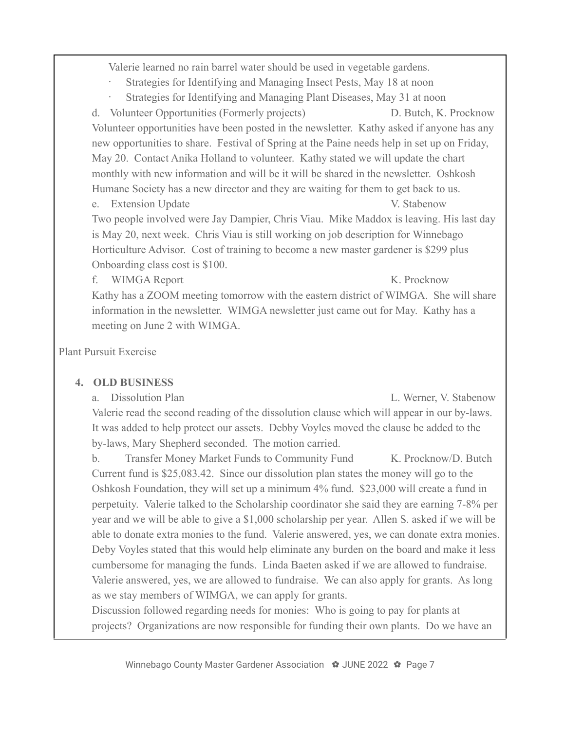Valerie learned no rain barrel water should be used in vegetable gardens.

- Strategies for Identifying and Managing Insect Pests, May 18 at noon
- Strategies for Identifying and Managing Plant Diseases, May 31 at noon

d. Volunteer Opportunities (Formerly projects) D. Butch, K. Procknow

Volunteer opportunities have been posted in the newsletter. Kathy asked if anyone has any new opportunities to share. Festival of Spring at the Paine needs help in set up on Friday, May 20. Contact Anika Holland to volunteer. Kathy stated we will update the chart monthly with new information and will be it will be shared in the newsletter. Oshkosh Humane Society has a new director and they are waiting for them to get back to us.

e. Extension Update V. Stabenow

Two people involved were Jay Dampier, Chris Viau. Mike Maddox is leaving. His last day is May 20, next week. Chris Viau is still working on job description for Winnebago Horticulture Advisor. Cost of training to become a new master gardener is $299 plus Onboarding class cost is $100.

f. WIMGA Report K. Procknow

Kathy has a ZOOM meeting tomorrow with the eastern district of WIMGA. She will share information in the newsletter. WIMGA newsletter just came out for May. Kathy has a meeting on June 2 with WIMGA.

Plant Pursuit Exercise

**4. OLD BUSINESS**

a. Dissolution Plan L. Werner, V. Stabenow

Valerie read the second reading of the dissolution clause which will appear in our by-laws. It was added to help protect our assets. Debby Voyles moved the clause be added to the by-laws, Mary Shepherd seconded. The motion carried.

b. Transfer Money Market Funds to Community Fund K. Procknow/D. Butch

Current fund is $25,083.42. Since our dissolution plan states the money will go to the Oshkosh Foundation, they will set up a minimum 4% fund. $23,000 will create a fund in perpetuity. Valerie talked to the Scholarship coordinator she said they are earning 7-8% per year and we will be able to give a $1,000 scholarship per year. Allen S. asked if we will be able to donate extra monies to the fund. Valerie answered, yes, we can donate extra monies. Deby Voyles stated that this would help eliminate any burden on the board and make it less cumbersome for managing the funds. Linda Baeten asked if we are allowed to fundraise. Valerie answered, yes, we are allowed to fundraise. We can also apply for grants. As long as we stay members of WIMGA, we can apply for grants.

Discussion followed regarding needs for monies: Who is going to pay for plants at projects? Organizations are now responsible for funding their own plants. Do we have an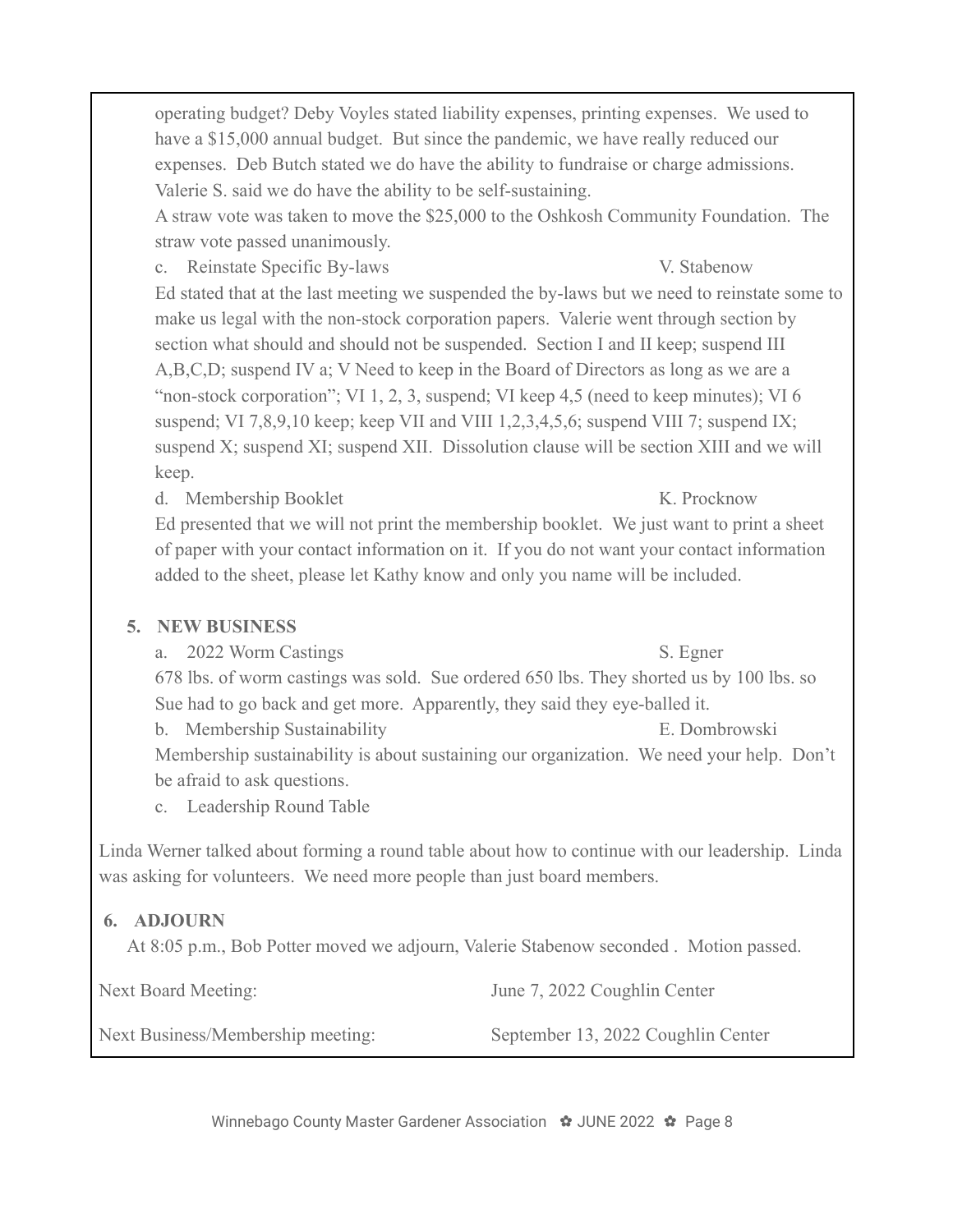operating budget? Deby Voyles stated liability expenses, printing expenses. We used to have a $15,000 annual budget. But since the pandemic, we have really reduced our expenses. Deb Butch stated we do have the ability to fundraise or charge admissions. Valerie S. said we do have the ability to be self-sustaining.

A straw vote was taken to move the $25,000 to the Oshkosh Community Foundation. The straw vote passed unanimously.

c. Reinstate Specific By-laws — V. Stabenow

Ed stated that at the last meeting we suspended the by-laws but we need to reinstate some to make us legal with the non-stock corporation papers. Valerie went through section by section what should and should not be suspended. Section I and II keep; suspend III A,B,C,D; suspend IV a; V Need to keep in the Board of Directors as long as we are a "non-stock corporation"; VI 1, 2, 3, suspend; VI keep 4,5 (need to keep minutes); VI 6 suspend; VI 7,8,9,10 keep; keep VII and VIII 1,2,3,4,5,6; suspend VIII 7; suspend IX; suspend X; suspend XI; suspend XII. Dissolution clause will be section XIII and we will keep.

d. Membership Booklet — K. Procknow

Ed presented that we will not print the membership booklet. We just want to print a sheet of paper with your contact information on it. If you do not want your contact information added to the sheet, please let Kathy know and only you name will be included.

## 5. NEW BUSINESS

a. 2022 Worm Castings — S. Egner

678 lbs. of worm castings was sold. Sue ordered 650 lbs. They shorted us by 100 lbs. so Sue had to go back and get more. Apparently, they said they eye-balled it.

b. Membership Sustainability — E. Dombrowski

Membership sustainability is about sustaining our organization. We need your help. Don't be afraid to ask questions.

c. Leadership Round Table

Linda Werner talked about forming a round table about how to continue with our leadership. Linda was asking for volunteers. We need more people than just board members.

## 6. ADJOURN

At 8:05 p.m., Bob Potter moved we adjourn, Valerie Stabenow seconded . Motion passed.

Next Board Meeting: June 7, 2022 Coughlin Center

Next Business/Membership meeting: September 13, 2022 Coughlin Center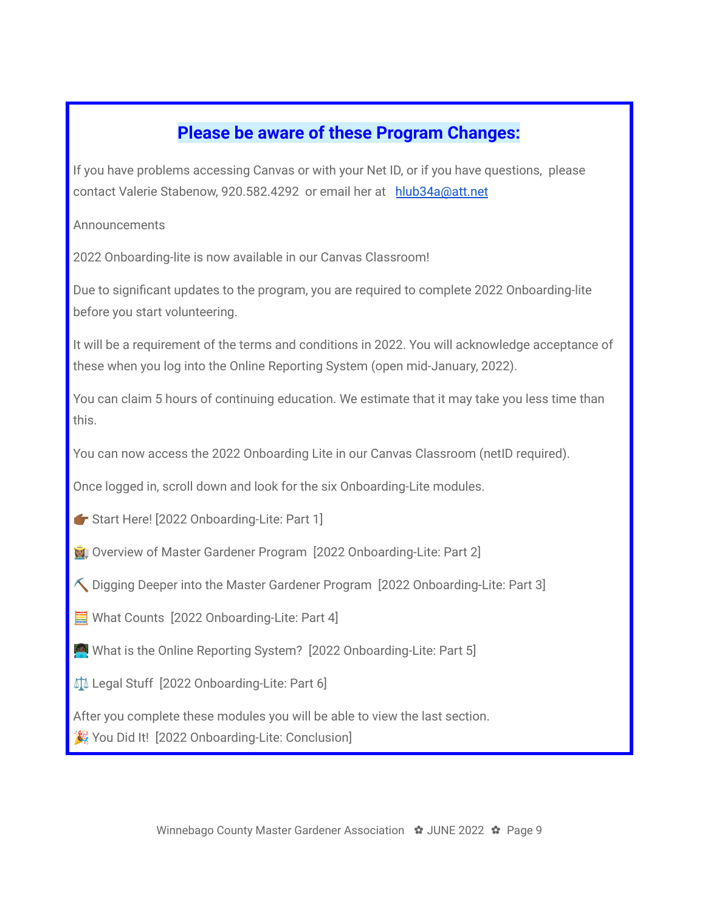## Please be aware of these Program Changes:

If you have problems accessing Canvas or with your Net ID, or if you have questions, please contact Valerie Stabenow, 920.582.4292 or email her at hlub34a@att.net

Announcements

2022 Onboarding-lite is now available in our Canvas Classroom!

Due to significant updates to the program, you are required to complete 2022 Onboarding-lite before you start volunteering.

It will be a requirement of the terms and conditions in 2022. You will acknowledge acceptance of these when you log into the Online Reporting System (open mid-January, 2022).

You can claim 5 hours of continuing education. We estimate that it may take you less time than this.

You can now access the 2022 Onboarding Lite in our Canvas Classroom (netID required).

Once logged in, scroll down and look for the six Onboarding-Lite modules.

👉🏾 Start Here! [2022 Onboarding-Lite: Part 1]

👩🏽‍🌾 Overview of Master Gardener Program [2022 Onboarding-Lite: Part 2]

⛏️ Digging Deeper into the Master Gardener Program [2022 Onboarding-Lite: Part 3]

🧮 What Counts [2022 Onboarding-Lite: Part 4]

👨🏿‍💻 What is the Online Reporting System? [2022 Onboarding-Lite: Part 5]

⚖️ Legal Stuff [2022 Onboarding-Lite: Part 6]

After you complete these modules you will be able to view the last section.
🎉 You Did It! [2022 Onboarding-Lite: Conclusion]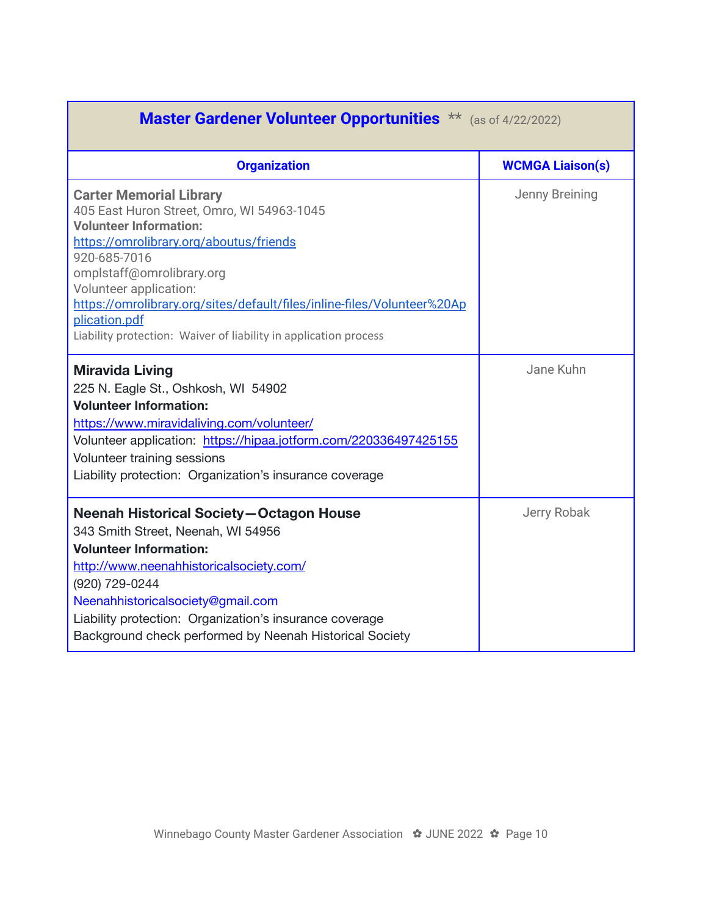## Master Gardener Volunteer Opportunities ** (as of 4/22/2022)

| Organization | WCMGA Liaison(s) |
|---|---|
| **Carter Memorial Library**<br>405 East Huron Street, Omro, WI 54963-1045<br>**Volunteer Information:**<br>https://omrolibrary.org/aboutus/friends<br>920-685-7016<br>omplstaff@omrolibrary.org<br>Volunteer application:<br>https://omrolibrary.org/sites/default/files/inline-files/Volunteer%20Application.pdf<br>Liability protection: Waiver of liability in application process | Jenny Breining |
| **Miravida Living**<br>225 N. Eagle St., Oshkosh, WI 54902<br>**Volunteer Information:**<br>https://www.miravidaliving.com/volunteer/<br>Volunteer application: https://hipaa.jotform.com/220336497425155<br>Volunteer training sessions<br>Liability protection: Organization's insurance coverage | Jane Kuhn |
| **Neenah Historical Society—Octagon House**<br>343 Smith Street, Neenah, WI 54956<br>**Volunteer Information:**<br>http://www.neenahhistoricalsociety.com/<br>(920) 729-0244<br>Neenahhistoricalsociety@gmail.com<br>Liability protection: Organization's insurance coverage<br>Background check performed by Neenah Historical Society | Jerry Robak |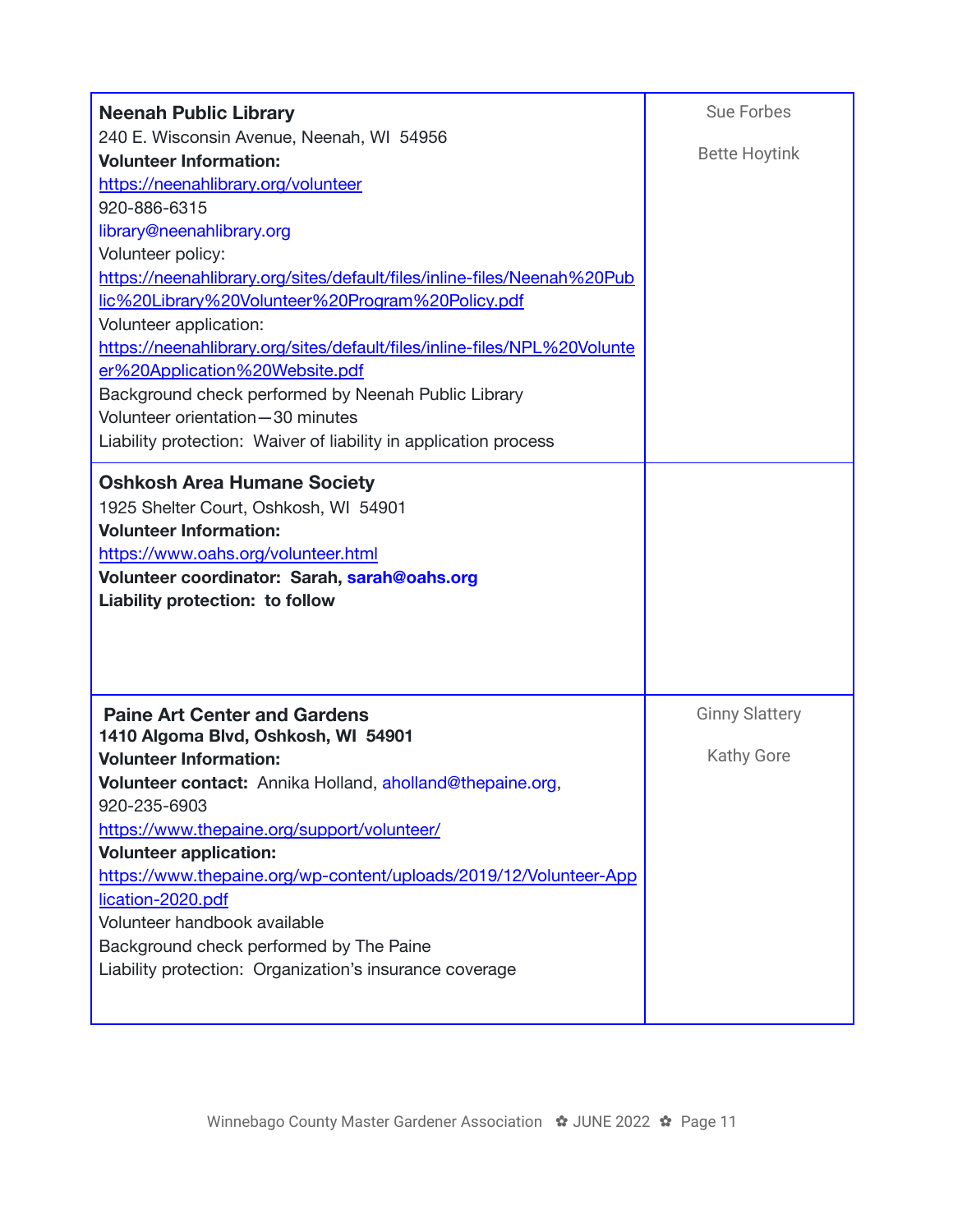| | |
|---|---|
| **Neenah Public Library**<br>240 E. Wisconsin Avenue, Neenah, WI  54956<br>**Volunteer Information:**<br>https://neenahlibrary.org/volunteer<br>920-886-6315<br>library@neenahlibrary.org<br>Volunteer policy:<br>https://neenahlibrary.org/sites/default/files/inline-files/Neenah%20Public%20Library%20Volunteer%20Program%20Policy.pdf<br>Volunteer application:<br>https://neenahlibrary.org/sites/default/files/inline-files/NPL%20Volunteer%20Application%20Website.pdf<br>Background check performed by Neenah Public Library<br>Volunteer orientation—30 minutes<br>Liability protection:  Waiver of liability in application process | Sue Forbes<br><br>Bette Hoytink |
| **Oshkosh Area Humane Society**<br>1925 Shelter Court, Oshkosh, WI  54901<br>**Volunteer Information:**<br>https://www.oahs.org/volunteer.html<br>**Volunteer coordinator:  Sarah, sarah@oahs.org**<br>**Liability protection:  to follow** | |
| **Paine Art Center and Gardens**<br>**1410 Algoma Blvd, Oshkosh, WI  54901**<br>**Volunteer Information:**<br>**Volunteer contact:**  Annika Holland, aholland@thepaine.org, 920-235-6903<br>https://www.thepaine.org/support/volunteer/<br>**Volunteer application:**<br>https://www.thepaine.org/wp-content/uploads/2019/12/Volunteer-Application-2020.pdf<br>Volunteer handbook available<br>Background check performed by The Paine<br>Liability protection:  Organization's insurance coverage | Ginny Slattery<br><br>Kathy Gore |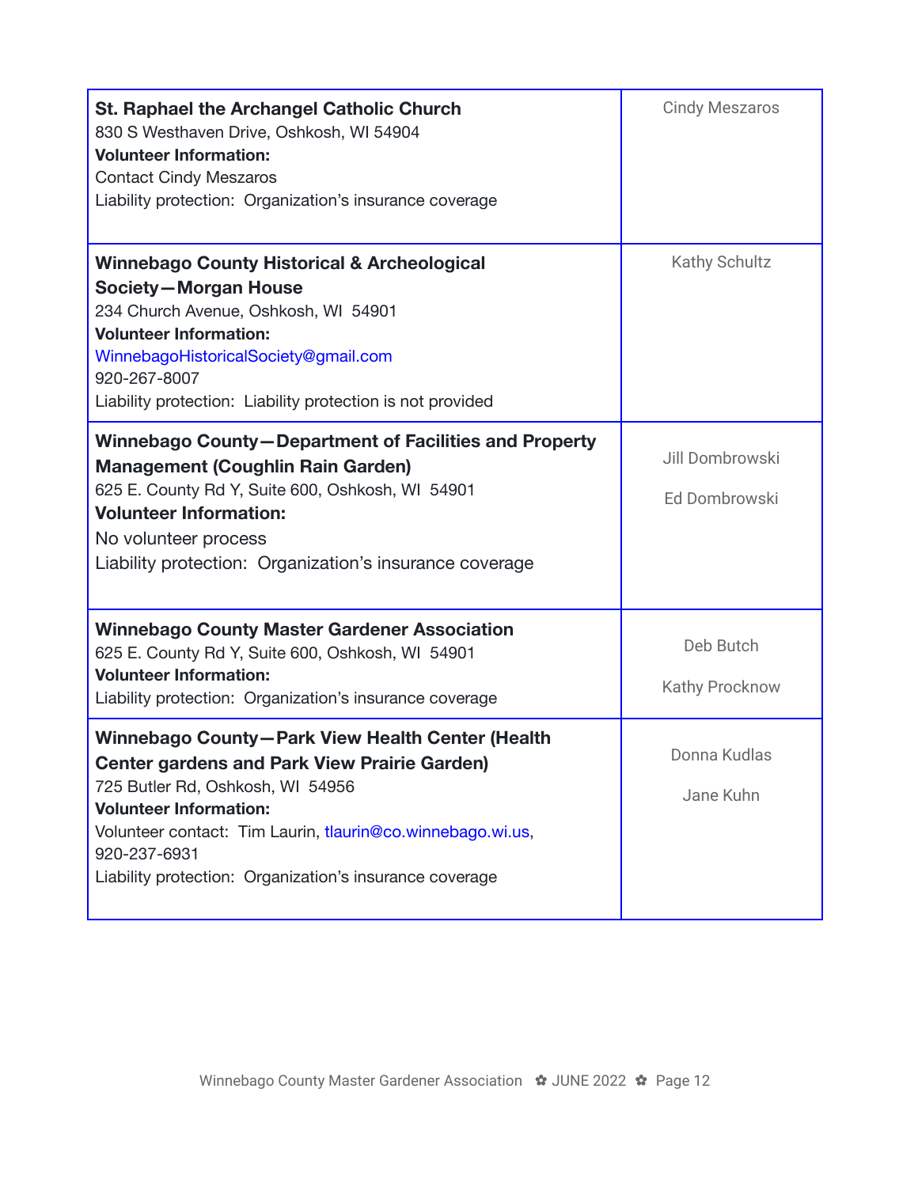| | |
|---|---|
| **St. Raphael the Archangel Catholic Church**<br>830 S Westhaven Drive, Oshkosh, WI 54904<br>**Volunteer Information:**<br>Contact Cindy Meszaros<br>Liability protection: Organization's insurance coverage | Cindy Meszaros |
| **Winnebago County Historical & Archeological Society—Morgan House**<br>234 Church Avenue, Oshkosh, WI 54901<br>**Volunteer Information:**<br>WinnebagoHistoricalSociety@gmail.com<br>920-267-8007<br>Liability protection: Liability protection is not provided | Kathy Schultz |
| **Winnebago County—Department of Facilities and Property Management (Coughlin Rain Garden)**<br>625 E. County Rd Y, Suite 600, Oshkosh, WI 54901<br>**Volunteer Information:**<br>No volunteer process<br>Liability protection: Organization's insurance coverage | Jill Dombrowski<br><br>Ed Dombrowski |
| **Winnebago County Master Gardener Association**<br>625 E. County Rd Y, Suite 600, Oshkosh, WI 54901<br>**Volunteer Information:**<br>Liability protection: Organization's insurance coverage | Deb Butch<br><br>Kathy Procknow |
| **Winnebago County—Park View Health Center (Health Center gardens and Park View Prairie Garden)**<br>725 Butler Rd, Oshkosh, WI 54956<br>**Volunteer Information:**<br>Volunteer contact: Tim Laurin, tlaurin@co.winnebago.wi.us, 920-237-6931<br>Liability protection: Organization's insurance coverage | Donna Kudlas<br><br>Jane Kuhn |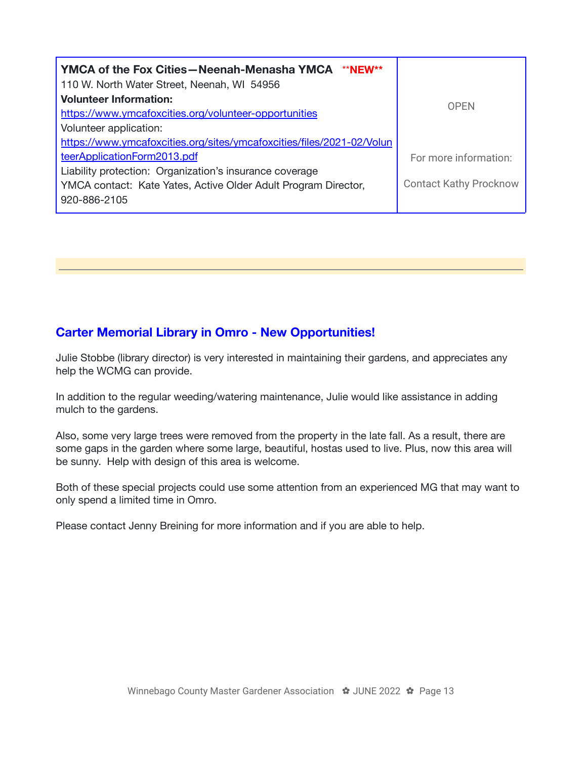| **YMCA of the Fox Cities—Neenah-Menasha YMCA** **NEW**<br>110 W. North Water Street, Neenah, WI 54956<br>**Volunteer Information:**<br>https://www.ymcafoxcities.org/volunteer-opportunities<br>Volunteer application:<br>https://www.ymcafoxcities.org/sites/ymcafoxcities/files/2021-02/VolunteerApplicationForm2013.pdf<br>Liability protection: Organization's insurance coverage<br>YMCA contact: Kate Yates, Active Older Adult Program Director, 920-886-2105 | OPEN<br><br>For more information:<br><br>Contact Kathy Procknow |
|---|---|

## Carter Memorial Library in Omro - New Opportunities!

Julie Stobbe (library director) is very interested in maintaining their gardens, and appreciates any help the WCMG can provide.

In addition to the regular weeding/watering maintenance, Julie would like assistance in adding mulch to the gardens.

Also, some very large trees were removed from the property in the late fall. As a result, there are some gaps in the garden where some large, beautiful, hostas used to live. Plus, now this area will be sunny. Help with design of this area is welcome.

Both of these special projects could use some attention from an experienced MG that may want to only spend a limited time in Omro.

Please contact Jenny Breining for more information and if you are able to help.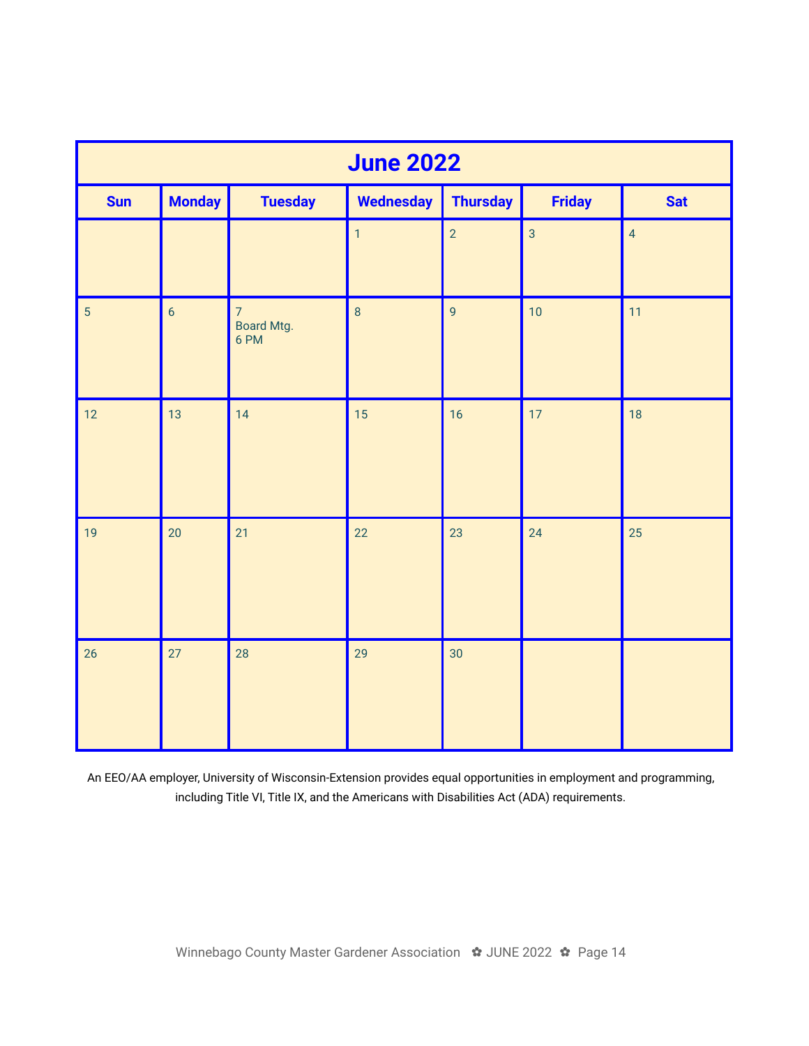| June 2022 | | | | | | |
| --- | --- | --- | --- | --- | --- | --- |
| **Sun** | **Monday** | **Tuesday** | **Wednesday** | **Thursday** | **Friday** | **Sat** |
| | | | 1 | 2 | 3 | 4 |
| 5 | 6 | 7<br>Board Mtg.<br>6 PM | 8 | 9 | 10 | 11 |
| 12 | 13 | 14 | 15 | 16 | 17 | 18 |
| 19 | 20 | 21 | 22 | 23 | 24 | 25 |
| 26 | 27 | 28 | 29 | 30 | | |

An EEO/AA employer, University of Wisconsin-Extension provides equal opportunities in employment and programming, including Title VI, Title IX, and the Americans with Disabilities Act (ADA) requirements.